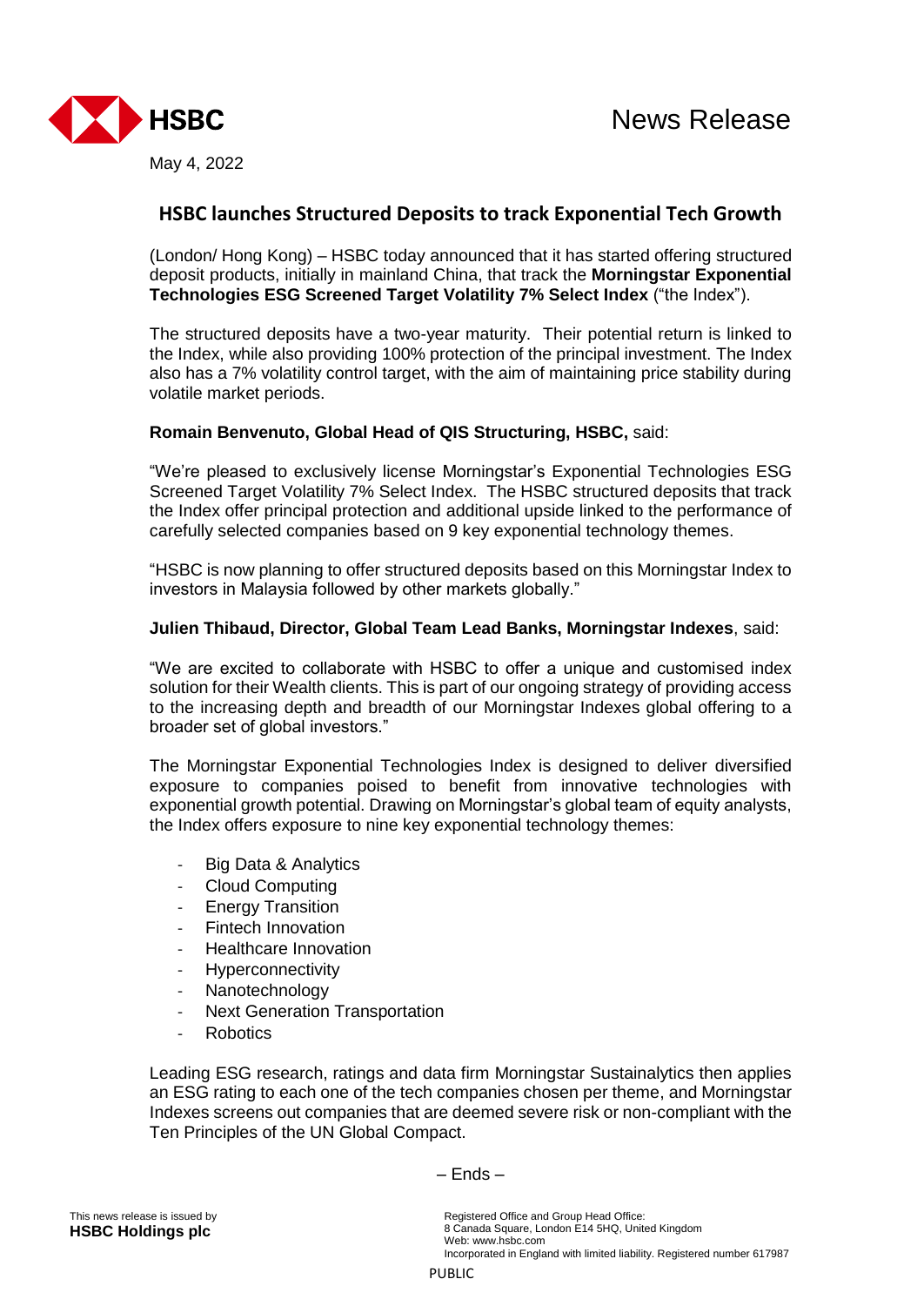HSBC

News Release

May 4, 2022

# HSBC launches Structured Deposits to track Exponential Tech Growth

(London/ Hong Kong) – HSBC today announced that it has started offering structured deposit products, initially in mainland China, that track the **Morningstar Exponential Technologies ESG Screened Target Volatility 7% Select Index** ("the Index").

The structured deposits have a two-year maturity. Their potential return is linked to the Index, while also providing 100% protection of the principal investment. The Index also has a 7% volatility control target, with the aim of maintaining price stability during volatile market periods.

**Romain Benvenuto, Global Head of QIS Structuring, HSBC,** said:

"We're pleased to exclusively license Morningstar's Exponential Technologies ESG Screened Target Volatility 7% Select Index. The HSBC structured deposits that track the Index offer principal protection and additional upside linked to the performance of carefully selected companies based on 9 key exponential technology themes.

"HSBC is now planning to offer structured deposits based on this Morningstar Index to investors in Malaysia followed by other markets globally."

**Julien Thibaud, Director, Global Team Lead Banks, Morningstar Indexes**, said:

"We are excited to collaborate with HSBC to offer a unique and customised index solution for their Wealth clients. This is part of our ongoing strategy of providing access to the increasing depth and breadth of our Morningstar Indexes global offering to a broader set of global investors."

The Morningstar Exponential Technologies Index is designed to deliver diversified exposure to companies poised to benefit from innovative technologies with exponential growth potential. Drawing on Morningstar's global team of equity analysts, the Index offers exposure to nine key exponential technology themes:

- Big Data & Analytics
- Cloud Computing
- Energy Transition
- Fintech Innovation
- Healthcare Innovation
- Hyperconnectivity
- Nanotechnology
- Next Generation Transportation
- Robotics

Leading ESG research, ratings and data firm Morningstar Sustainalytics then applies an ESG rating to each one of the tech companies chosen per theme, and Morningstar Indexes screens out companies that are deemed severe risk or non-compliant with the Ten Principles of the UN Global Compact.

– Ends –

This news release is issued by
**HSBC Holdings plc**

Registered Office and Group Head Office:
8 Canada Square, London E14 5HQ, United Kingdom
Web: www.hsbc.com
Incorporated in England with limited liability. Registered number 617987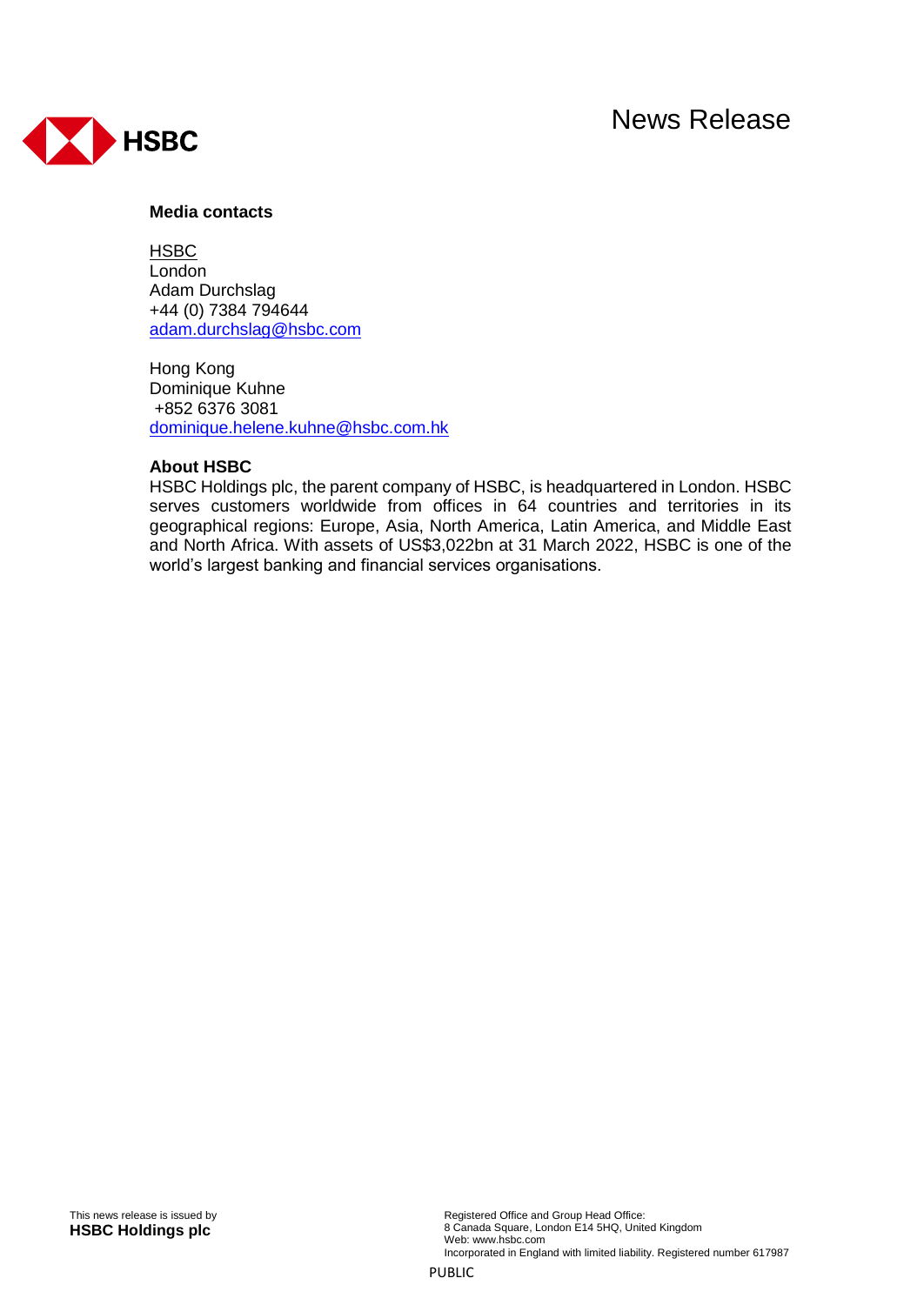News Release

**Media contacts**

HSBC
London
Adam Durchslag
+44 (0) 7384 794644
adam.durchslag@hsbc.com

Hong Kong
Dominique Kuhne
+852 6376 3081
dominique.helene.kuhne@hsbc.com.hk

**About HSBC**

HSBC Holdings plc, the parent company of HSBC, is headquartered in London. HSBC serves customers worldwide from offices in 64 countries and territories in its geographical regions: Europe, Asia, North America, Latin America, and Middle East and North Africa. With assets of US$3,022bn at 31 March 2022, HSBC is one of the world's largest banking and financial services organisations.

This news release is issued by
**HSBC Holdings plc**

Registered Office and Group Head Office:
8 Canada Square, London E14 5HQ, United Kingdom
Web: www.hsbc.com
Incorporated in England with limited liability. Registered number 617987

PUBLIC